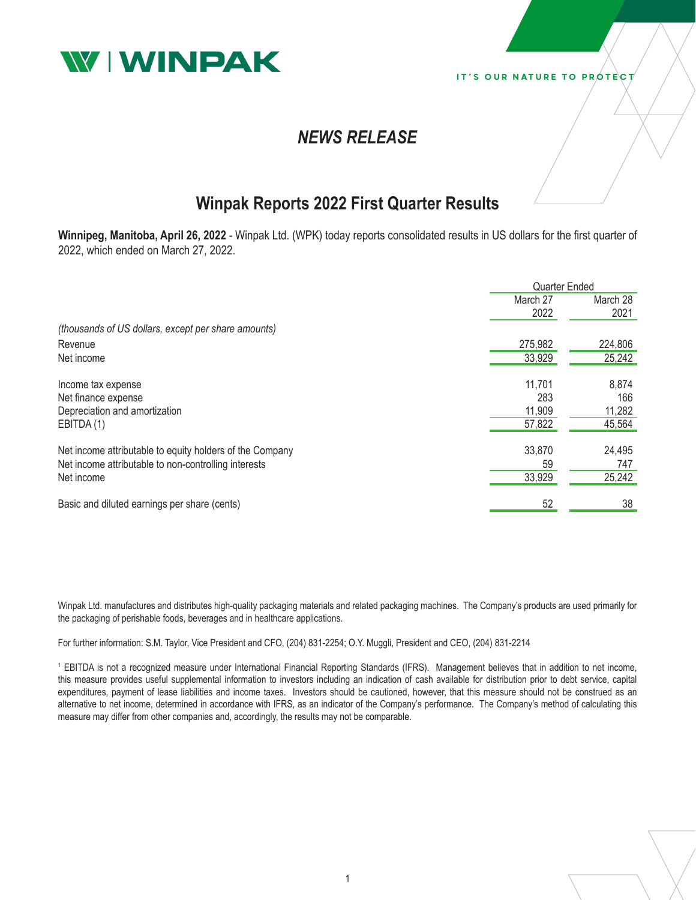WINPAK

IT'S OUR NATURE TO PROTECT

## *NEWS RELEASE*

# Winpak Reports 2022 First Quarter Results

**Winnipeg, Manitoba, April 26, 2022** - Winpak Ltd. (WPK) today reports consolidated results in US dollars for the first quarter of 2022, which ended on March 27, 2022.

| | Quarter Ended | |
|---|---|---|
| | March 27 2022 | March 28 2021 |
| *(thousands of US dollars, except per share amounts)* | | |
| Revenue | 275,982 | 224,806 |
| Net income | 33,929 | 25,242 |
| | | |
| Income tax expense | 11,701 | 8,874 |
| Net finance expense | 283 | 166 |
| Depreciation and amortization | 11,909 | 11,282 |
| EBITDA (1) | 57,822 | 45,564 |
| | | |
| Net income attributable to equity holders of the Company | 33,870 | 24,495 |
| Net income attributable to non-controlling interests | 59 | 747 |
| Net income | 33,929 | 25,242 |
| | | |
| Basic and diluted earnings per share (cents) | 52 | 38 |

Winpak Ltd. manufactures and distributes high-quality packaging materials and related packaging machines. The Company's products are used primarily for the packaging of perishable foods, beverages and in healthcare applications.

For further information: S.M. Taylor, Vice President and CFO, (204) 831-2254; O.Y. Muggli, President and CEO, (204) 831-2214

[1] EBITDA is not a recognized measure under International Financial Reporting Standards (IFRS). Management believes that in addition to net income, this measure provides useful supplemental information to investors including an indication of cash available for distribution prior to debt service, capital expenditures, payment of lease liabilities and income taxes. Investors should be cautioned, however, that this measure should not be construed as an alternative to net income, determined in accordance with IFRS, as an indicator of the Company's performance. The Company's method of calculating this measure may differ from other companies and, accordingly, the results may not be comparable.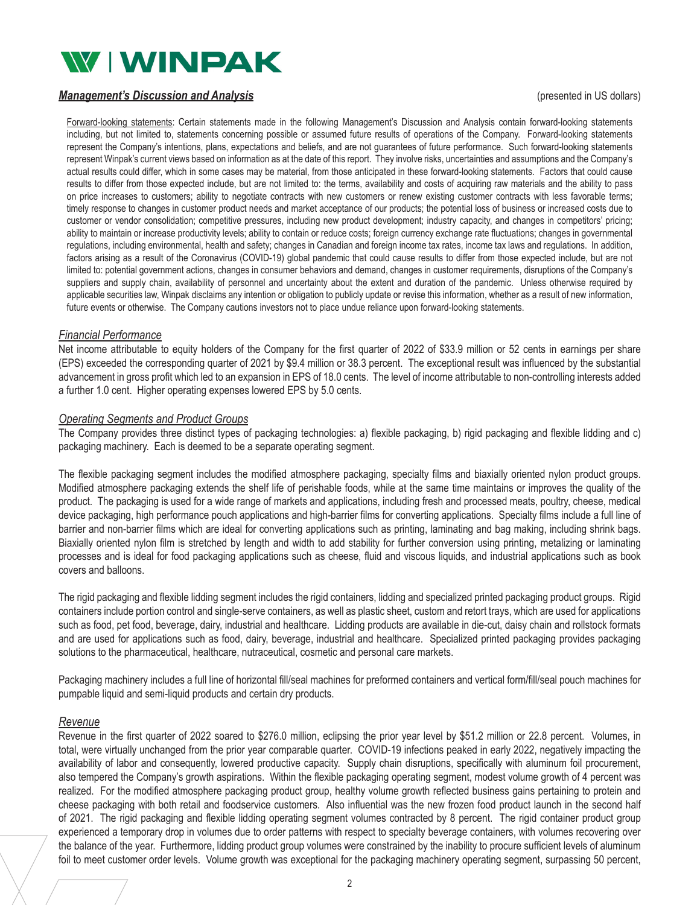# WINPAK

***Management's Discussion and Analysis*** (presented in US dollars)

Forward-looking statements: Certain statements made in the following Management's Discussion and Analysis contain forward-looking statements including, but not limited to, statements concerning possible or assumed future results of operations of the Company. Forward-looking statements represent the Company's intentions, plans, expectations and beliefs, and are not guarantees of future performance. Such forward-looking statements represent Winpak's current views based on information as at the date of this report. They involve risks, uncertainties and assumptions and the Company's actual results could differ, which in some cases may be material, from those anticipated in these forward-looking statements. Factors that could cause results to differ from those expected include, but are not limited to: the terms, availability and costs of acquiring raw materials and the ability to pass on price increases to customers; ability to negotiate contracts with new customers or renew existing customer contracts with less favorable terms; timely response to changes in customer product needs and market acceptance of our products; the potential loss of business or increased costs due to customer or vendor consolidation; competitive pressures, including new product development; industry capacity, and changes in competitors' pricing; ability to maintain or increase productivity levels; ability to contain or reduce costs; foreign currency exchange rate fluctuations; changes in governmental regulations, including environmental, health and safety; changes in Canadian and foreign income tax rates, income tax laws and regulations. In addition, factors arising as a result of the Coronavirus (COVID-19) global pandemic that could cause results to differ from those expected include, but are not limited to: potential government actions, changes in consumer behaviors and demand, changes in customer requirements, disruptions of the Company's suppliers and supply chain, availability of personnel and uncertainty about the extent and duration of the pandemic. Unless otherwise required by applicable securities law, Winpak disclaims any intention or obligation to publicly update or revise this information, whether as a result of new information, future events or otherwise. The Company cautions investors not to place undue reliance upon forward-looking statements.

## *Financial Performance*

Net income attributable to equity holders of the Company for the first quarter of 2022 of $33.9 million or 52 cents in earnings per share (EPS) exceeded the corresponding quarter of 2021 by $9.4 million or 38.3 percent. The exceptional result was influenced by the substantial advancement in gross profit which led to an expansion in EPS of 18.0 cents. The level of income attributable to non-controlling interests added a further 1.0 cent. Higher operating expenses lowered EPS by 5.0 cents.

## *Operating Segments and Product Groups*

The Company provides three distinct types of packaging technologies: a) flexible packaging, b) rigid packaging and flexible lidding and c) packaging machinery. Each is deemed to be a separate operating segment.

The flexible packaging segment includes the modified atmosphere packaging, specialty films and biaxially oriented nylon product groups. Modified atmosphere packaging extends the shelf life of perishable foods, while at the same time maintains or improves the quality of the product. The packaging is used for a wide range of markets and applications, including fresh and processed meats, poultry, cheese, medical device packaging, high performance pouch applications and high-barrier films for converting applications. Specialty films include a full line of barrier and non-barrier films which are ideal for converting applications such as printing, laminating and bag making, including shrink bags. Biaxially oriented nylon film is stretched by length and width to add stability for further conversion using printing, metalizing or laminating processes and is ideal for food packaging applications such as cheese, fluid and viscous liquids, and industrial applications such as book covers and balloons.

The rigid packaging and flexible lidding segment includes the rigid containers, lidding and specialized printed packaging product groups. Rigid containers include portion control and single-serve containers, as well as plastic sheet, custom and retort trays, which are used for applications such as food, pet food, beverage, dairy, industrial and healthcare. Lidding products are available in die-cut, daisy chain and rollstock formats and are used for applications such as food, dairy, beverage, industrial and healthcare. Specialized printed packaging provides packaging solutions to the pharmaceutical, healthcare, nutraceutical, cosmetic and personal care markets.

Packaging machinery includes a full line of horizontal fill/seal machines for preformed containers and vertical form/fill/seal pouch machines for pumpable liquid and semi-liquid products and certain dry products.

## *Revenue*

Revenue in the first quarter of 2022 soared to $276.0 million, eclipsing the prior year level by $51.2 million or 22.8 percent. Volumes, in total, were virtually unchanged from the prior year comparable quarter. COVID-19 infections peaked in early 2022, negatively impacting the availability of labor and consequently, lowered productive capacity. Supply chain disruptions, specifically with aluminum foil procurement, also tempered the Company's growth aspirations. Within the flexible packaging operating segment, modest volume growth of 4 percent was realized. For the modified atmosphere packaging product group, healthy volume growth reflected business gains pertaining to protein and cheese packaging with both retail and foodservice customers. Also influential was the new frozen food product launch in the second half of 2021. The rigid packaging and flexible lidding operating segment volumes contracted by 8 percent. The rigid container product group experienced a temporary drop in volumes due to order patterns with respect to specialty beverage containers, with volumes recovering over the balance of the year. Furthermore, lidding product group volumes were constrained by the inability to procure sufficient levels of aluminum foil to meet customer order levels. Volume growth was exceptional for the packaging machinery operating segment, surpassing 50 percent,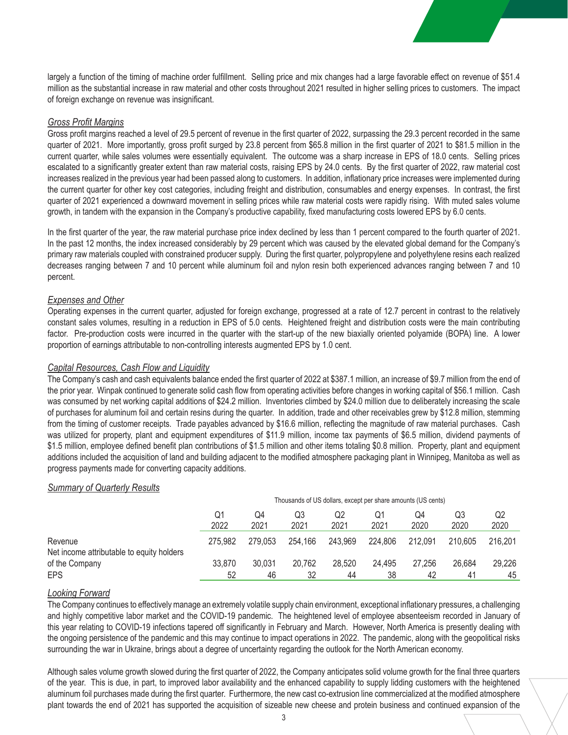largely a function of the timing of machine order fulfillment. Selling price and mix changes had a large favorable effect on revenue of $51.4 million as the substantial increase in raw material and other costs throughout 2021 resulted in higher selling prices to customers. The impact of foreign exchange on revenue was insignificant.

*Gross Profit Margins*

Gross profit margins reached a level of 29.5 percent of revenue in the first quarter of 2022, surpassing the 29.3 percent recorded in the same quarter of 2021. More importantly, gross profit surged by 23.8 percent from $65.8 million in the first quarter of 2021 to $81.5 million in the current quarter, while sales volumes were essentially equivalent. The outcome was a sharp increase in EPS of 18.0 cents. Selling prices escalated to a significantly greater extent than raw material costs, raising EPS by 24.0 cents. By the first quarter of 2022, raw material cost increases realized in the previous year had been passed along to customers. In addition, inflationary price increases were implemented during the current quarter for other key cost categories, including freight and distribution, consumables and energy expenses. In contrast, the first quarter of 2021 experienced a downward movement in selling prices while raw material costs were rapidly rising. With muted sales volume growth, in tandem with the expansion in the Company's productive capability, fixed manufacturing costs lowered EPS by 6.0 cents.

In the first quarter of the year, the raw material purchase price index declined by less than 1 percent compared to the fourth quarter of 2021. In the past 12 months, the index increased considerably by 29 percent which was caused by the elevated global demand for the Company's primary raw materials coupled with constrained producer supply. During the first quarter, polypropylene and polyethylene resins each realized decreases ranging between 7 and 10 percent while aluminum foil and nylon resin both experienced advances ranging between 7 and 10 percent.

*Expenses and Other*

Operating expenses in the current quarter, adjusted for foreign exchange, progressed at a rate of 12.7 percent in contrast to the relatively constant sales volumes, resulting in a reduction in EPS of 5.0 cents. Heightened freight and distribution costs were the main contributing factor. Pre-production costs were incurred in the quarter with the start-up of the new biaxially oriented polyamide (BOPA) line. A lower proportion of earnings attributable to non-controlling interests augmented EPS by 1.0 cent.

*Capital Resources, Cash Flow and Liquidity*

The Company's cash and cash equivalents balance ended the first quarter of 2022 at $387.1 million, an increase of $9.7 million from the end of the prior year. Winpak continued to generate solid cash flow from operating activities before changes in working capital of $56.1 million. Cash was consumed by net working capital additions of $24.2 million. Inventories climbed by $24.0 million due to deliberately increasing the scale of purchases for aluminum foil and certain resins during the quarter. In addition, trade and other receivables grew by $12.8 million, stemming from the timing of customer receipts. Trade payables advanced by $16.6 million, reflecting the magnitude of raw material purchases. Cash was utilized for property, plant and equipment expenditures of $11.9 million, income tax payments of $6.5 million, dividend payments of $1.5 million, employee defined benefit plan contributions of $1.5 million and other items totaling $0.8 million. Property, plant and equipment additions included the acquisition of land and building adjacent to the modified atmosphere packaging plant in Winnipeg, Manitoba as well as progress payments made for converting capacity additions.

*Summary of Quarterly Results*

| | Thousands of US dollars, except per share amounts (US cents) | | | | | | | |
|---|---|---|---|---|---|---|---|---|
| | Q1 2022 | Q4 2021 | Q3 2021 | Q2 2021 | Q1 2021 | Q4 2020 | Q3 2020 | Q2 2020 |
| Revenue | 275,982 | 279,053 | 254,166 | 243,969 | 224,806 | 212,091 | 210,605 | 216,201 |
| Net income attributable to equity holders of the Company | 33,870 | 30,031 | 20,762 | 28,520 | 24,495 | 27,256 | 26,684 | 29,226 |
| EPS | 52 | 46 | 32 | 44 | 38 | 42 | 41 | 45 |

*Looking Forward*

The Company continues to effectively manage an extremely volatile supply chain environment, exceptional inflationary pressures, a challenging and highly competitive labor market and the COVID-19 pandemic. The heightened level of employee absenteeism recorded in January of this year relating to COVID-19 infections tapered off significantly in February and March. However, North America is presently dealing with the ongoing persistence of the pandemic and this may continue to impact operations in 2022. The pandemic, along with the geopolitical risks surrounding the war in Ukraine, brings about a degree of uncertainty regarding the outlook for the North American economy.

Although sales volume growth slowed during the first quarter of 2022, the Company anticipates solid volume growth for the final three quarters of the year. This is due, in part, to improved labor availability and the enhanced capability to supply lidding customers with the heightened aluminum foil purchases made during the first quarter. Furthermore, the new cast co-extrusion line commercialized at the modified atmosphere plant towards the end of 2021 has supported the acquisition of sizeable new cheese and protein business and continued expansion of the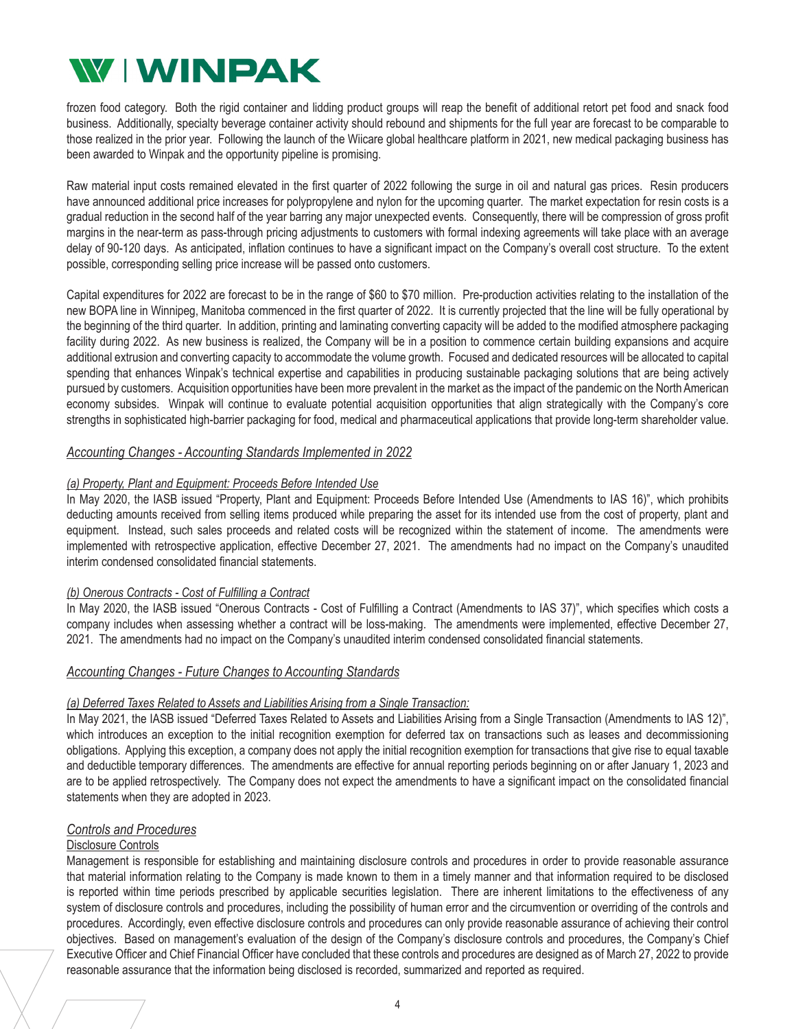frozen food category. Both the rigid container and lidding product groups will reap the benefit of additional retort pet food and snack food business. Additionally, specialty beverage container activity should rebound and shipments for the full year are forecast to be comparable to those realized in the prior year. Following the launch of the Wiicare global healthcare platform in 2021, new medical packaging business has been awarded to Winpak and the opportunity pipeline is promising.

Raw material input costs remained elevated in the first quarter of 2022 following the surge in oil and natural gas prices. Resin producers have announced additional price increases for polypropylene and nylon for the upcoming quarter. The market expectation for resin costs is a gradual reduction in the second half of the year barring any major unexpected events. Consequently, there will be compression of gross profit margins in the near-term as pass-through pricing adjustments to customers with formal indexing agreements will take place with an average delay of 90-120 days. As anticipated, inflation continues to have a significant impact on the Company's overall cost structure. To the extent possible, corresponding selling price increase will be passed onto customers.

Capital expenditures for 2022 are forecast to be in the range of $60 to $70 million. Pre-production activities relating to the installation of the new BOPA line in Winnipeg, Manitoba commenced in the first quarter of 2022. It is currently projected that the line will be fully operational by the beginning of the third quarter. In addition, printing and laminating converting capacity will be added to the modified atmosphere packaging facility during 2022. As new business is realized, the Company will be in a position to commence certain building expansions and acquire additional extrusion and converting capacity to accommodate the volume growth. Focused and dedicated resources will be allocated to capital spending that enhances Winpak's technical expertise and capabilities in producing sustainable packaging solutions that are being actively pursued by customers. Acquisition opportunities have been more prevalent in the market as the impact of the pandemic on the North American economy subsides. Winpak will continue to evaluate potential acquisition opportunities that align strategically with the Company's core strengths in sophisticated high-barrier packaging for food, medical and pharmaceutical applications that provide long-term shareholder value.

## *Accounting Changes - Accounting Standards Implemented in 2022*

*(a) Property, Plant and Equipment: Proceeds Before Intended Use*

In May 2020, the IASB issued "Property, Plant and Equipment: Proceeds Before Intended Use (Amendments to IAS 16)", which prohibits deducting amounts received from selling items produced while preparing the asset for its intended use from the cost of property, plant and equipment. Instead, such sales proceeds and related costs will be recognized within the statement of income. The amendments were implemented with retrospective application, effective December 27, 2021. The amendments had no impact on the Company's unaudited interim condensed consolidated financial statements.

*(b) Onerous Contracts - Cost of Fulfilling a Contract*

In May 2020, the IASB issued "Onerous Contracts - Cost of Fulfilling a Contract (Amendments to IAS 37)", which specifies which costs a company includes when assessing whether a contract will be loss-making. The amendments were implemented, effective December 27, 2021. The amendments had no impact on the Company's unaudited interim condensed consolidated financial statements.

## *Accounting Changes - Future Changes to Accounting Standards*

*(a) Deferred Taxes Related to Assets and Liabilities Arising from a Single Transaction:*

In May 2021, the IASB issued "Deferred Taxes Related to Assets and Liabilities Arising from a Single Transaction (Amendments to IAS 12)", which introduces an exception to the initial recognition exemption for deferred tax on transactions such as leases and decommissioning obligations. Applying this exception, a company does not apply the initial recognition exemption for transactions that give rise to equal taxable and deductible temporary differences. The amendments are effective for annual reporting periods beginning on or after January 1, 2023 and are to be applied retrospectively. The Company does not expect the amendments to have a significant impact on the consolidated financial statements when they are adopted in 2023.

## *Controls and Procedures*

### Disclosure Controls

Management is responsible for establishing and maintaining disclosure controls and procedures in order to provide reasonable assurance that material information relating to the Company is made known to them in a timely manner and that information required to be disclosed is reported within time periods prescribed by applicable securities legislation. There are inherent limitations to the effectiveness of any system of disclosure controls and procedures, including the possibility of human error and the circumvention or overriding of the controls and procedures. Accordingly, even effective disclosure controls and procedures can only provide reasonable assurance of achieving their control objectives. Based on management's evaluation of the design of the Company's disclosure controls and procedures, the Company's Chief Executive Officer and Chief Financial Officer have concluded that these controls and procedures are designed as of March 27, 2022 to provide reasonable assurance that the information being disclosed is recorded, summarized and reported as required.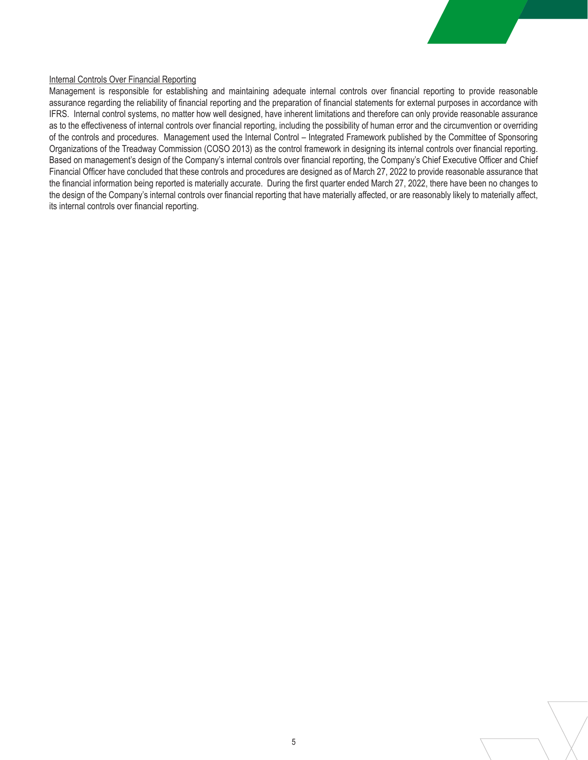Internal Controls Over Financial Reporting

Management is responsible for establishing and maintaining adequate internal controls over financial reporting to provide reasonable assurance regarding the reliability of financial reporting and the preparation of financial statements for external purposes in accordance with IFRS. Internal control systems, no matter how well designed, have inherent limitations and therefore can only provide reasonable assurance as to the effectiveness of internal controls over financial reporting, including the possibility of human error and the circumvention or overriding of the controls and procedures. Management used the Internal Control – Integrated Framework published by the Committee of Sponsoring Organizations of the Treadway Commission (COSO 2013) as the control framework in designing its internal controls over financial reporting. Based on management's design of the Company's internal controls over financial reporting, the Company's Chief Executive Officer and Chief Financial Officer have concluded that these controls and procedures are designed as of March 27, 2022 to provide reasonable assurance that the financial information being reported is materially accurate. During the first quarter ended March 27, 2022, there have been no changes to the design of the Company's internal controls over financial reporting that have materially affected, or are reasonably likely to materially affect, its internal controls over financial reporting.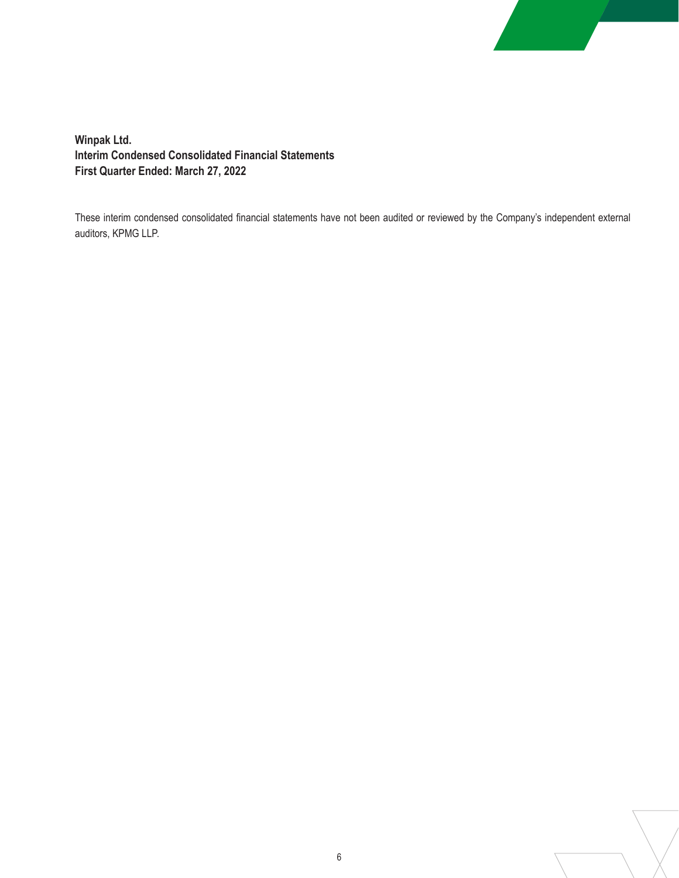**Winpak Ltd.**
**Interim Condensed Consolidated Financial Statements**
**First Quarter Ended: March 27, 2022**

These interim condensed consolidated financial statements have not been audited or reviewed by the Company's independent external auditors, KPMG LLP.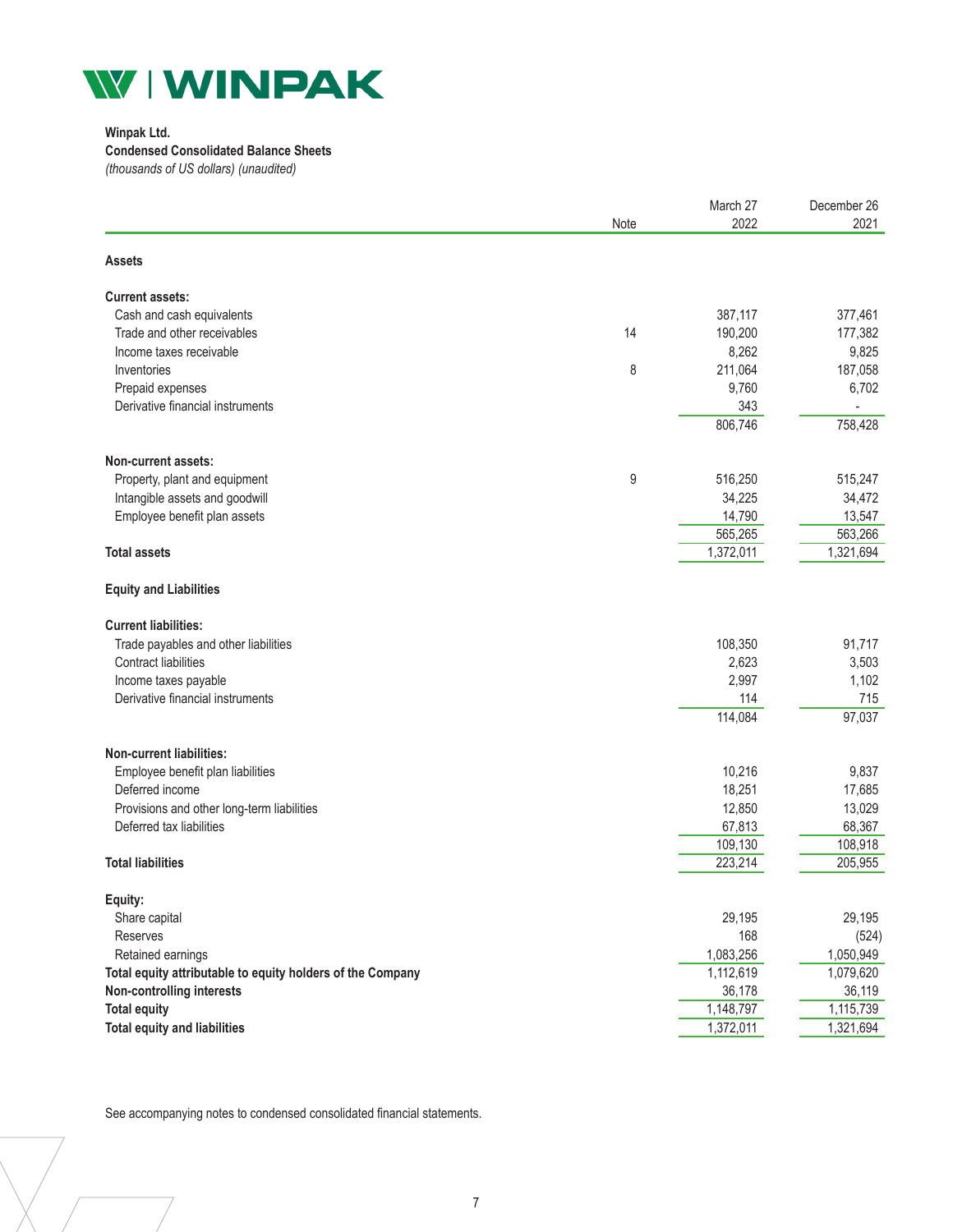**Winpak Ltd.**
**Condensed Consolidated Balance Sheets**
*(thousands of US dollars) (unaudited)*

| | Note | March 27 2022 | December 26 2021 |
|---|---|---|---|
| **Assets** | | | |
| **Current assets:** | | | |
| Cash and cash equivalents | | 387,117 | 377,461 |
| Trade and other receivables | 14 | 190,200 | 177,382 |
| Income taxes receivable | | 8,262 | 9,825 |
| Inventories | 8 | 211,064 | 187,058 |
| Prepaid expenses | | 9,760 | 6,702 |
| Derivative financial instruments | | 343 | - |
| | | 806,746 | 758,428 |
| **Non-current assets:** | | | |
| Property, plant and equipment | 9 | 516,250 | 515,247 |
| Intangible assets and goodwill | | 34,225 | 34,472 |
| Employee benefit plan assets | | 14,790 | 13,547 |
| | | 565,265 | 563,266 |
| **Total assets** | | 1,372,011 | 1,321,694 |
| **Equity and Liabilities** | | | |
| **Current liabilities:** | | | |
| Trade payables and other liabilities | | 108,350 | 91,717 |
| Contract liabilities | | 2,623 | 3,503 |
| Income taxes payable | | 2,997 | 1,102 |
| Derivative financial instruments | | 114 | 715 |
| | | 114,084 | 97,037 |
| **Non-current liabilities:** | | | |
| Employee benefit plan liabilities | | 10,216 | 9,837 |
| Deferred income | | 18,251 | 17,685 |
| Provisions and other long-term liabilities | | 12,850 | 13,029 |
| Deferred tax liabilities | | 67,813 | 68,367 |
| | | 109,130 | 108,918 |
| **Total liabilities** | | 223,214 | 205,955 |
| **Equity:** | | | |
| Share capital | | 29,195 | 29,195 |
| Reserves | | 168 | (524) |
| Retained earnings | | 1,083,256 | 1,050,949 |
| **Total equity attributable to equity holders of the Company** | | 1,112,619 | 1,079,620 |
| **Non-controlling interests** | | 36,178 | 36,119 |
| **Total equity** | | 1,148,797 | 1,115,739 |
| **Total equity and liabilities** | | 1,372,011 | 1,321,694 |

See accompanying notes to condensed consolidated financial statements.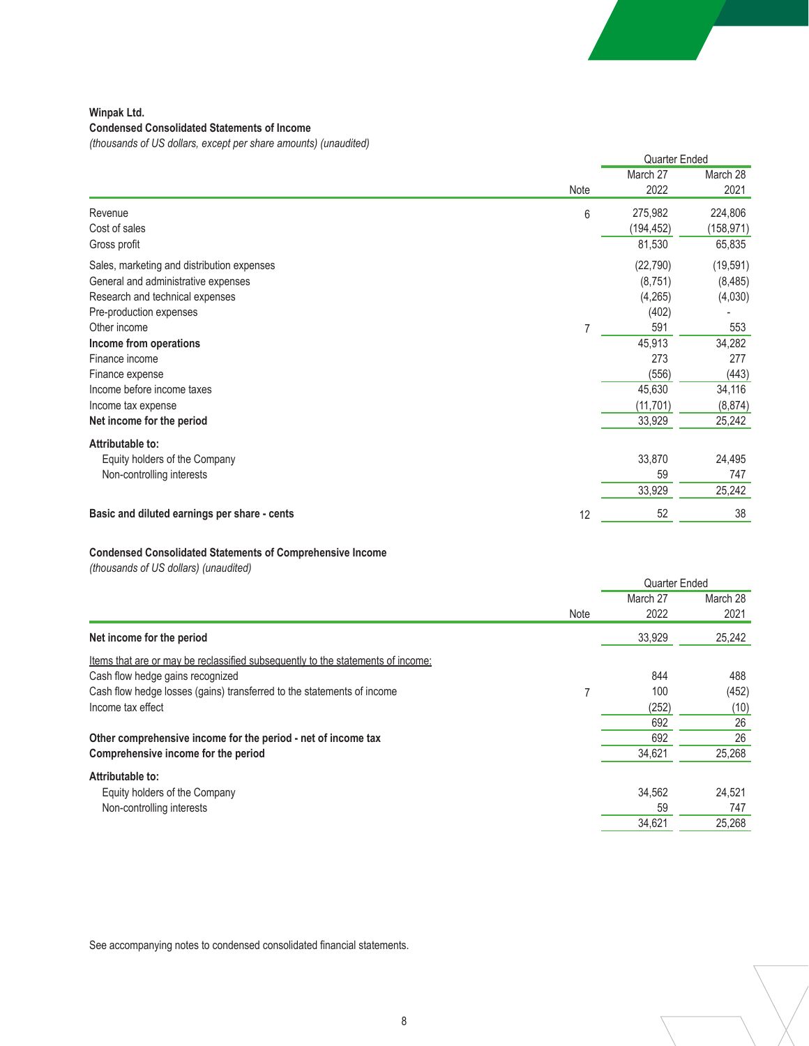**Winpak Ltd.**

**Condensed Consolidated Statements of Income**

*(thousands of US dollars, except per share amounts) (unaudited)*

| | Note | Quarter Ended March 27 2022 | Quarter Ended March 28 2021 |
|---|---|---|---|
| Revenue | 6 | 275,982 | 224,806 |
| Cost of sales | | (194,452) | (158,971) |
| Gross profit | | 81,530 | 65,835 |
| Sales, marketing and distribution expenses | | (22,790) | (19,591) |
| General and administrative expenses | | (8,751) | (8,485) |
| Research and technical expenses | | (4,265) | (4,030) |
| Pre-production expenses | | (402) | - |
| Other income | 7 | 591 | 553 |
| **Income from operations** | | 45,913 | 34,282 |
| Finance income | | 273 | 277 |
| Finance expense | | (556) | (443) |
| Income before income taxes | | 45,630 | 34,116 |
| Income tax expense | | (11,701) | (8,874) |
| **Net income for the period** | | 33,929 | 25,242 |
| **Attributable to:** | | | |
| Equity holders of the Company | | 33,870 | 24,495 |
| Non-controlling interests | | 59 | 747 |
| | | 33,929 | 25,242 |
| **Basic and diluted earnings per share - cents** | 12 | 52 | 38 |

**Condensed Consolidated Statements of Comprehensive Income**

*(thousands of US dollars) (unaudited)*

| | Note | Quarter Ended March 27 2022 | Quarter Ended March 28 2021 |
|---|---|---|---|
| **Net income for the period** | | 33,929 | 25,242 |
| Items that are or may be reclassified subsequently to the statements of income: | | | |
| Cash flow hedge gains recognized | | 844 | 488 |
| Cash flow hedge losses (gains) transferred to the statements of income | 7 | 100 | (452) |
| Income tax effect | | (252) | (10) |
| | | 692 | 26 |
| **Other comprehensive income for the period - net of income tax** | | 692 | 26 |
| **Comprehensive income for the period** | | 34,621 | 25,268 |
| **Attributable to:** | | | |
| Equity holders of the Company | | 34,562 | 24,521 |
| Non-controlling interests | | 59 | 747 |
| | | 34,621 | 25,268 |

See accompanying notes to condensed consolidated financial statements.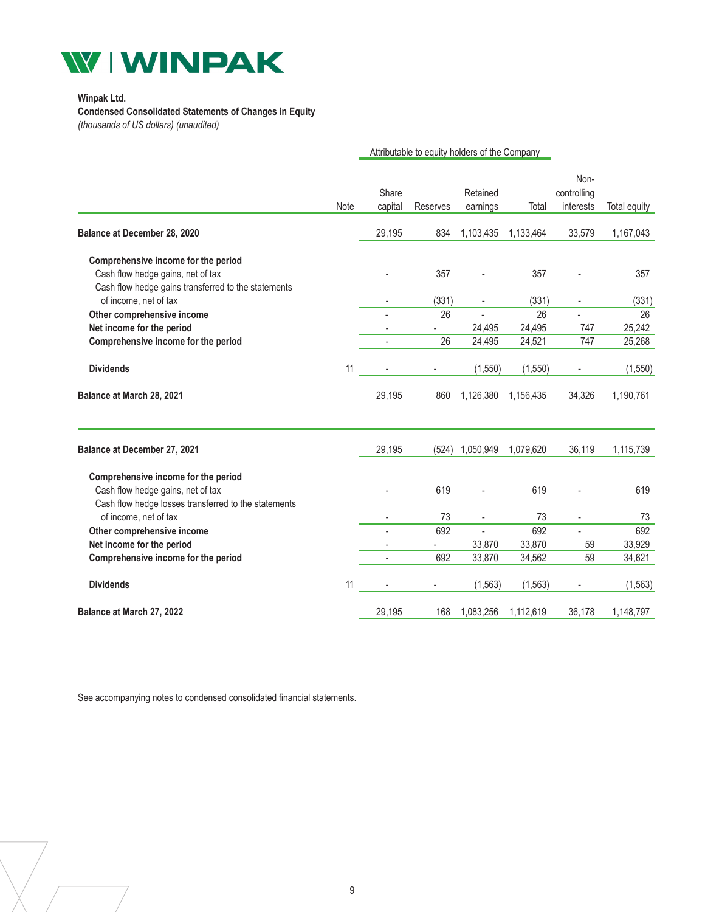**Winpak Ltd.**

**Condensed Consolidated Statements of Changes in Equity**

*(thousands of US dollars) (unaudited)*

| | Note | Attributable to equity holders of the Company | | | | | |
|---|---|---|---|---|---|---|---|
| | | Share capital | Reserves | Retained earnings | Total | Non-controlling interests | Total equity |
| **Balance at December 28, 2020** | | 29,195 | 834 | 1,103,435 | 1,133,464 | 33,579 | 1,167,043 |
| **Comprehensive income for the period** | | | | | | | |
| Cash flow hedge gains, net of tax | | - | 357 | - | 357 | - | 357 |
| Cash flow hedge gains transferred to the statements of income, net of tax | | - | (331) | - | (331) | - | (331) |
| **Other comprehensive income** | | - | 26 | - | 26 | - | 26 |
| **Net income for the period** | | - | - | 24,495 | 24,495 | 747 | 25,242 |
| **Comprehensive income for the period** | | - | 26 | 24,495 | 24,521 | 747 | 25,268 |
| **Dividends** | 11 | - | - | (1,550) | (1,550) | - | (1,550) |
| **Balance at March 28, 2021** | | 29,195 | 860 | 1,126,380 | 1,156,435 | 34,326 | 1,190,761 |
| | | | | | | | |
| **Balance at December 27, 2021** | | 29,195 | (524) | 1,050,949 | 1,079,620 | 36,119 | 1,115,739 |
| **Comprehensive income for the period** | | | | | | | |
| Cash flow hedge gains, net of tax | | - | 619 | - | 619 | - | 619 |
| Cash flow hedge losses transferred to the statements of income, net of tax | | - | 73 | - | 73 | - | 73 |
| **Other comprehensive income** | | - | 692 | - | 692 | - | 692 |
| **Net income for the period** | | - | - | 33,870 | 33,870 | 59 | 33,929 |
| **Comprehensive income for the period** | | - | 692 | 33,870 | 34,562 | 59 | 34,621 |
| **Dividends** | 11 | - | - | (1,563) | (1,563) | - | (1,563) |
| **Balance at March 27, 2022** | | 29,195 | 168 | 1,083,256 | 1,112,619 | 36,178 | 1,148,797 |

See accompanying notes to condensed consolidated financial statements.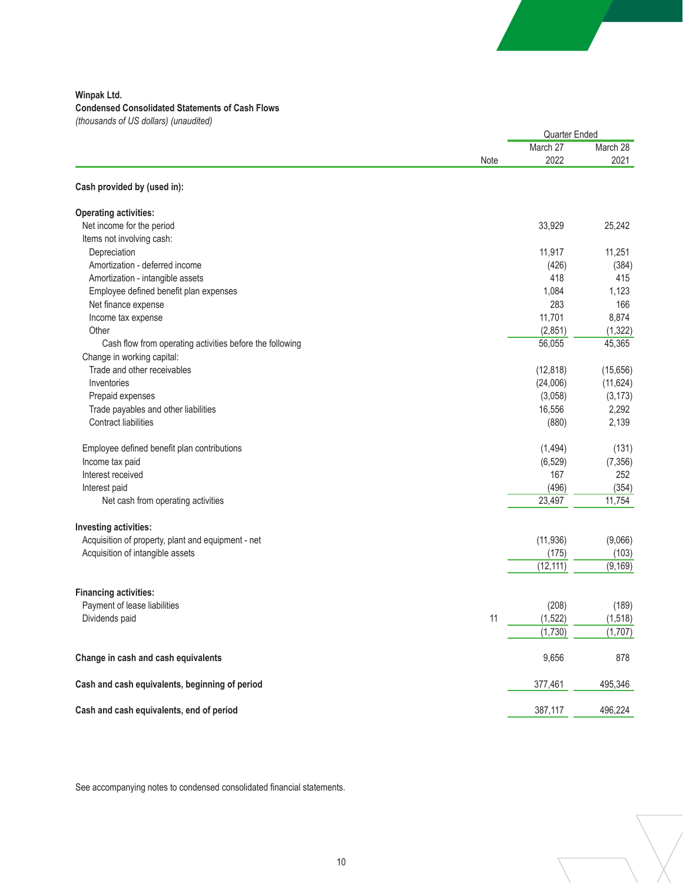**Winpak Ltd.**
**Condensed Consolidated Statements of Cash Flows**
*(thousands of US dollars) (unaudited)*

| | Note | Quarter Ended March 27 2022 | Quarter Ended March 28 2021 |
|---|---|---|---|
| **Cash provided by (used in):** | | | |
| **Operating activities:** | | | |
| Net income for the period | | 33,929 | 25,242 |
| Items not involving cash: | | | |
| Depreciation | | 11,917 | 11,251 |
| Amortization - deferred income | | (426) | (384) |
| Amortization - intangible assets | | 418 | 415 |
| Employee defined benefit plan expenses | | 1,084 | 1,123 |
| Net finance expense | | 283 | 166 |
| Income tax expense | | 11,701 | 8,874 |
| Other | | (2,851) | (1,322) |
| Cash flow from operating activities before the following | | 56,055 | 45,365 |
| Change in working capital: | | | |
| Trade and other receivables | | (12,818) | (15,656) |
| Inventories | | (24,006) | (11,624) |
| Prepaid expenses | | (3,058) | (3,173) |
| Trade payables and other liabilities | | 16,556 | 2,292 |
| Contract liabilities | | (880) | 2,139 |
| Employee defined benefit plan contributions | | (1,494) | (131) |
| Income tax paid | | (6,529) | (7,356) |
| Interest received | | 167 | 252 |
| Interest paid | | (496) | (354) |
| Net cash from operating activities | | 23,497 | 11,754 |
| **Investing activities:** | | | |
| Acquisition of property, plant and equipment - net | | (11,936) | (9,066) |
| Acquisition of intangible assets | | (175) | (103) |
| | | (12,111) | (9,169) |
| **Financing activities:** | | | |
| Payment of lease liabilities | | (208) | (189) |
| Dividends paid | 11 | (1,522) | (1,518) |
| | | (1,730) | (1,707) |
| **Change in cash and cash equivalents** | | 9,656 | 878 |
| **Cash and cash equivalents, beginning of period** | | 377,461 | 495,346 |
| **Cash and cash equivalents, end of period** | | 387,117 | 496,224 |

See accompanying notes to condensed consolidated financial statements.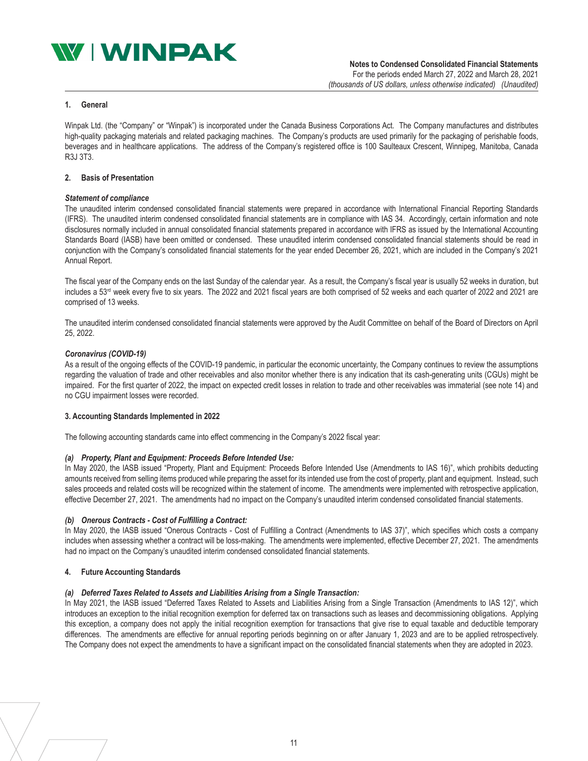## 1. General

Winpak Ltd. (the "Company" or "Winpak") is incorporated under the Canada Business Corporations Act. The Company manufactures and distributes high-quality packaging materials and related packaging machines. The Company's products are used primarily for the packaging of perishable foods, beverages and in healthcare applications. The address of the Company's registered office is 100 Saulteaux Crescent, Winnipeg, Manitoba, Canada R3J 3T3.

## 2. Basis of Presentation

***Statement of compliance***

The unaudited interim condensed consolidated financial statements were prepared in accordance with International Financial Reporting Standards (IFRS). The unaudited interim condensed consolidated financial statements are in compliance with IAS 34. Accordingly, certain information and note disclosures normally included in annual consolidated financial statements prepared in accordance with IFRS as issued by the International Accounting Standards Board (IASB) have been omitted or condensed. These unaudited interim condensed consolidated financial statements should be read in conjunction with the Company's consolidated financial statements for the year ended December 26, 2021, which are included in the Company's 2021 Annual Report.

The fiscal year of the Company ends on the last Sunday of the calendar year. As a result, the Company's fiscal year is usually 52 weeks in duration, but includes a 53rd week every five to six years. The 2022 and 2021 fiscal years are both comprised of 52 weeks and each quarter of 2022 and 2021 are comprised of 13 weeks.

The unaudited interim condensed consolidated financial statements were approved by the Audit Committee on behalf of the Board of Directors on April 25, 2022.

***Coronavirus (COVID-19)***

As a result of the ongoing effects of the COVID-19 pandemic, in particular the economic uncertainty, the Company continues to review the assumptions regarding the valuation of trade and other receivables and also monitor whether there is any indication that its cash-generating units (CGUs) might be impaired. For the first quarter of 2022, the impact on expected credit losses in relation to trade and other receivables was immaterial (see note 14) and no CGU impairment losses were recorded.

## 3. Accounting Standards Implemented in 2022

The following accounting standards came into effect commencing in the Company's 2022 fiscal year:

***(a) Property, Plant and Equipment: Proceeds Before Intended Use:***

In May 2020, the IASB issued "Property, Plant and Equipment: Proceeds Before Intended Use (Amendments to IAS 16)", which prohibits deducting amounts received from selling items produced while preparing the asset for its intended use from the cost of property, plant and equipment. Instead, such sales proceeds and related costs will be recognized within the statement of income. The amendments were implemented with retrospective application, effective December 27, 2021. The amendments had no impact on the Company's unaudited interim condensed consolidated financial statements.

***(b) Onerous Contracts - Cost of Fulfilling a Contract:***

In May 2020, the IASB issued "Onerous Contracts - Cost of Fulfilling a Contract (Amendments to IAS 37)", which specifies which costs a company includes when assessing whether a contract will be loss-making. The amendments were implemented, effective December 27, 2021. The amendments had no impact on the Company's unaudited interim condensed consolidated financial statements.

## 4. Future Accounting Standards

***(a) Deferred Taxes Related to Assets and Liabilities Arising from a Single Transaction:***

In May 2021, the IASB issued "Deferred Taxes Related to Assets and Liabilities Arising from a Single Transaction (Amendments to IAS 12)", which introduces an exception to the initial recognition exemption for deferred tax on transactions such as leases and decommissioning obligations. Applying this exception, a company does not apply the initial recognition exemption for transactions that give rise to equal taxable and deductible temporary differences. The amendments are effective for annual reporting periods beginning on or after January 1, 2023 and are to be applied retrospectively. The Company does not expect the amendments to have a significant impact on the consolidated financial statements when they are adopted in 2023.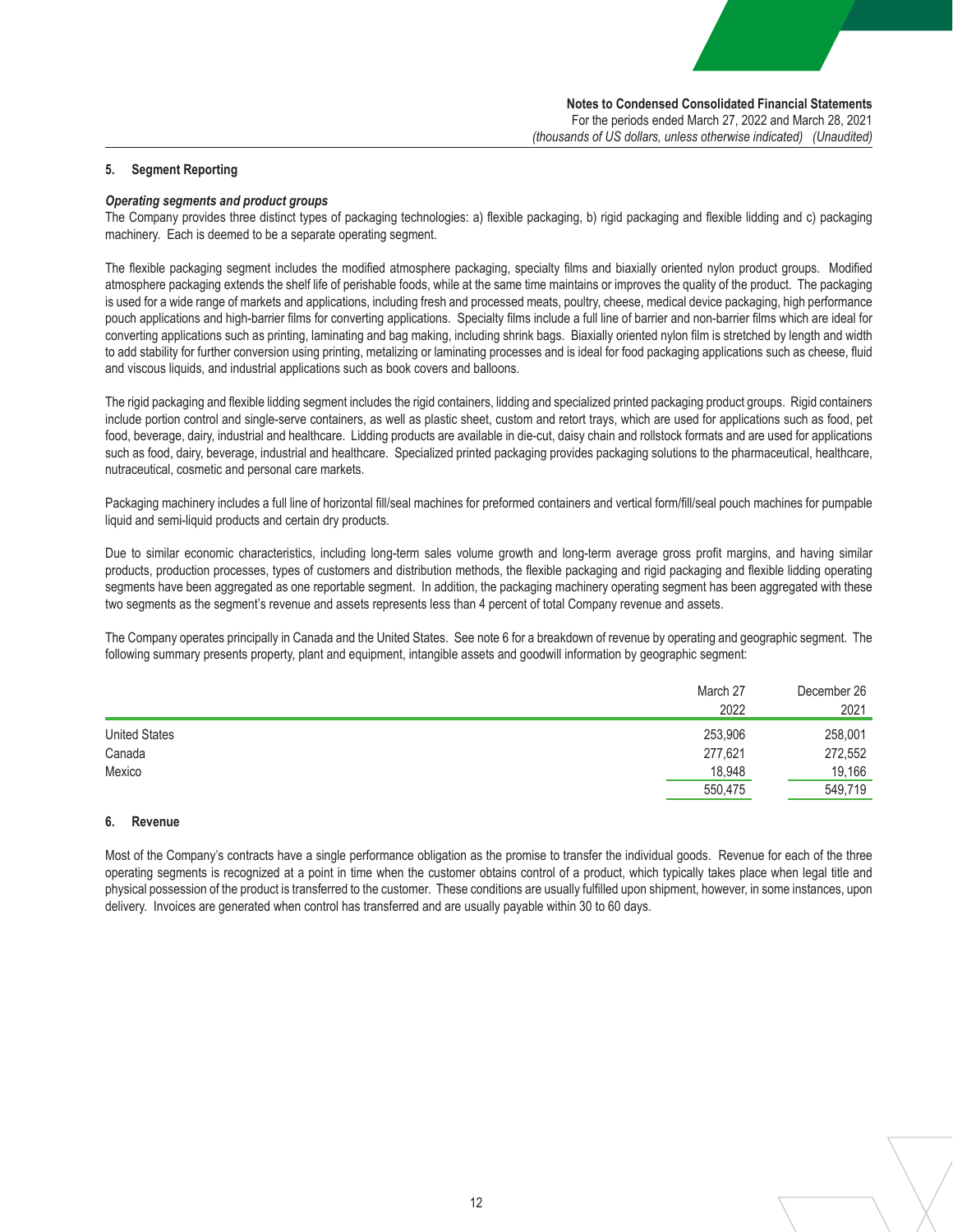**Notes to Condensed Consolidated Financial Statements**
For the periods ended March 27, 2022 and March 28, 2021
*(thousands of US dollars, unless otherwise indicated) (Unaudited)*

## 5. Segment Reporting

***Operating segments and product groups***

The Company provides three distinct types of packaging technologies: a) flexible packaging, b) rigid packaging and flexible lidding and c) packaging machinery. Each is deemed to be a separate operating segment.

The flexible packaging segment includes the modified atmosphere packaging, specialty films and biaxially oriented nylon product groups. Modified atmosphere packaging extends the shelf life of perishable foods, while at the same time maintains or improves the quality of the product. The packaging is used for a wide range of markets and applications, including fresh and processed meats, poultry, cheese, medical device packaging, high performance pouch applications and high-barrier films for converting applications. Specialty films include a full line of barrier and non-barrier films which are ideal for converting applications such as printing, laminating and bag making, including shrink bags. Biaxially oriented nylon film is stretched by length and width to add stability for further conversion using printing, metalizing or laminating processes and is ideal for food packaging applications such as cheese, fluid and viscous liquids, and industrial applications such as book covers and balloons.

The rigid packaging and flexible lidding segment includes the rigid containers, lidding and specialized printed packaging product groups. Rigid containers include portion control and single-serve containers, as well as plastic sheet, custom and retort trays, which are used for applications such as food, pet food, beverage, dairy, industrial and healthcare. Lidding products are available in die-cut, daisy chain and rollstock formats and are used for applications such as food, dairy, beverage, industrial and healthcare. Specialized printed packaging provides packaging solutions to the pharmaceutical, healthcare, nutraceutical, cosmetic and personal care markets.

Packaging machinery includes a full line of horizontal fill/seal machines for preformed containers and vertical form/fill/seal pouch machines for pumpable liquid and semi-liquid products and certain dry products.

Due to similar economic characteristics, including long-term sales volume growth and long-term average gross profit margins, and having similar products, production processes, types of customers and distribution methods, the flexible packaging and rigid packaging and flexible lidding operating segments have been aggregated as one reportable segment. In addition, the packaging machinery operating segment has been aggregated with these two segments as the segment's revenue and assets represents less than 4 percent of total Company revenue and assets.

The Company operates principally in Canada and the United States. See note 6 for a breakdown of revenue by operating and geographic segment. The following summary presents property, plant and equipment, intangible assets and goodwill information by geographic segment:

| | March 27 2022 | December 26 2021 |
|---|---|---|
| United States | 253,906 | 258,001 |
| Canada | 277,621 | 272,552 |
| Mexico | 18,948 | 19,166 |
| | 550,475 | 549,719 |

## 6. Revenue

Most of the Company's contracts have a single performance obligation as the promise to transfer the individual goods. Revenue for each of the three operating segments is recognized at a point in time when the customer obtains control of a product, which typically takes place when legal title and physical possession of the product is transferred to the customer. These conditions are usually fulfilled upon shipment, however, in some instances, upon delivery. Invoices are generated when control has transferred and are usually payable within 30 to 60 days.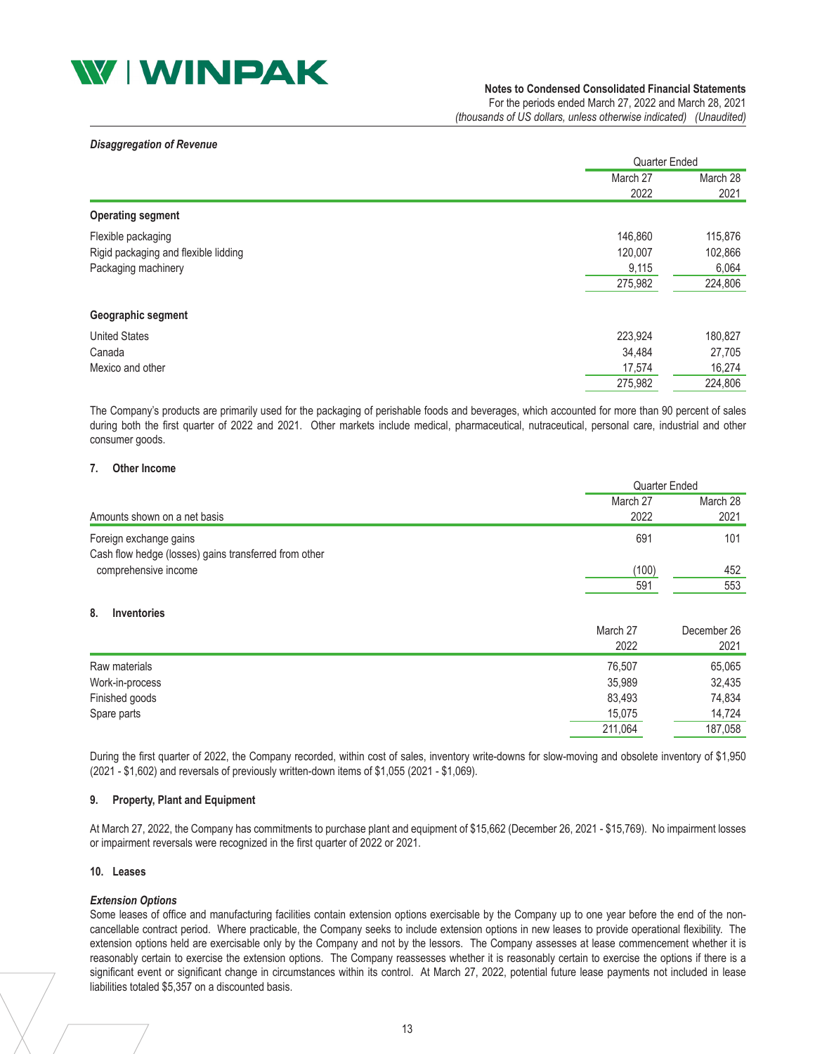***Disaggregation of Revenue***

| | Quarter Ended | |
|---|---|---|
| | March 27 2022 | March 28 2021 |
| **Operating segment** | | |
| Flexible packaging | 146,860 | 115,876 |
| Rigid packaging and flexible lidding | 120,007 | 102,866 |
| Packaging machinery | 9,115 | 6,064 |
| | 275,982 | 224,806 |
| **Geographic segment** | | |
| United States | 223,924 | 180,827 |
| Canada | 34,484 | 27,705 |
| Mexico and other | 17,574 | 16,274 |
| | 275,982 | 224,806 |

The Company's products are primarily used for the packaging of perishable foods and beverages, which accounted for more than 90 percent of sales during both the first quarter of 2022 and 2021. Other markets include medical, pharmaceutical, nutraceutical, personal care, industrial and other consumer goods.

## 7. Other Income

| | Quarter Ended | |
|---|---|---|
| Amounts shown on a net basis | March 27 2022 | March 28 2021 |
| Foreign exchange gains | 691 | 101 |
| Cash flow hedge (losses) gains transferred from other comprehensive income | (100) | 452 |
| | 591 | 553 |

## 8. Inventories

| | March 27 2022 | December 26 2021 |
|---|---|---|
| Raw materials | 76,507 | 65,065 |
| Work-in-process | 35,989 | 32,435 |
| Finished goods | 83,493 | 74,834 |
| Spare parts | 15,075 | 14,724 |
| | 211,064 | 187,058 |

During the first quarter of 2022, the Company recorded, within cost of sales, inventory write-downs for slow-moving and obsolete inventory of $1,950 (2021 - $1,602) and reversals of previously written-down items of $1,055 (2021 - $1,069).

## 9. Property, Plant and Equipment

At March 27, 2022, the Company has commitments to purchase plant and equipment of $15,662 (December 26, 2021 - $15,769). No impairment losses or impairment reversals were recognized in the first quarter of 2022 or 2021.

## 10. Leases

***Extension Options***

Some leases of office and manufacturing facilities contain extension options exercisable by the Company up to one year before the end of the non-cancellable contract period. Where practicable, the Company seeks to include extension options in new leases to provide operational flexibility. The extension options held are exercisable only by the Company and not by the lessors. The Company assesses at lease commencement whether it is reasonably certain to exercise the extension options. The Company reassesses whether it is reasonably certain to exercise the options if there is a significant event or significant change in circumstances within its control. At March 27, 2022, potential future lease payments not included in lease liabilities totaled $5,357 on a discounted basis.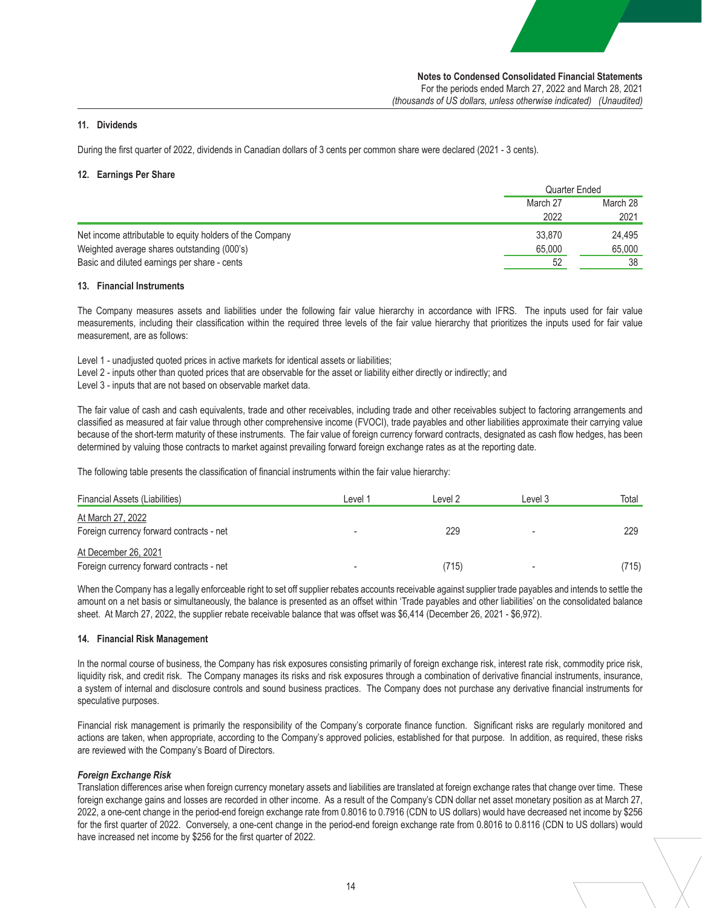### 11. Dividends

During the first quarter of 2022, dividends in Canadian dollars of 3 cents per common share were declared (2021 - 3 cents).

### 12. Earnings Per Share

| | Quarter Ended | |
|---|---|---|
| | March 27 2022 | March 28 2021 |
| Net income attributable to equity holders of the Company | 33,870 | 24,495 |
| Weighted average shares outstanding (000's) | 65,000 | 65,000 |
| Basic and diluted earnings per share - cents | 52 | 38 |

### 13. Financial Instruments

The Company measures assets and liabilities under the following fair value hierarchy in accordance with IFRS. The inputs used for fair value measurements, including their classification within the required three levels of the fair value hierarchy that prioritizes the inputs used for fair value measurement, are as follows:

Level 1 - unadjusted quoted prices in active markets for identical assets or liabilities;
Level 2 - inputs other than quoted prices that are observable for the asset or liability either directly or indirectly; and
Level 3 - inputs that are not based on observable market data.

The fair value of cash and cash equivalents, trade and other receivables, including trade and other receivables subject to factoring arrangements and classified as measured at fair value through other comprehensive income (FVOCI), trade payables and other liabilities approximate their carrying value because of the short-term maturity of these instruments. The fair value of foreign currency forward contracts, designated as cash flow hedges, has been determined by valuing those contracts to market against prevailing forward foreign exchange rates as at the reporting date.

The following table presents the classification of financial instruments within the fair value hierarchy:

| Financial Assets (Liabilities) | Level 1 | Level 2 | Level 3 | Total |
|---|---|---|---|---|
| At March 27, 2022 | | | | |
| Foreign currency forward contracts - net | - | 229 | - | 229 |
| At December 26, 2021 | | | | |
| Foreign currency forward contracts - net | - | (715) | - | (715) |

When the Company has a legally enforceable right to set off supplier rebates accounts receivable against supplier trade payables and intends to settle the amount on a net basis or simultaneously, the balance is presented as an offset within 'Trade payables and other liabilities' on the consolidated balance sheet. At March 27, 2022, the supplier rebate receivable balance that was offset was $6,414 (December 26, 2021 - $6,972).

### 14. Financial Risk Management

In the normal course of business, the Company has risk exposures consisting primarily of foreign exchange risk, interest rate risk, commodity price risk, liquidity risk, and credit risk. The Company manages its risks and risk exposures through a combination of derivative financial instruments, insurance, a system of internal and disclosure controls and sound business practices. The Company does not purchase any derivative financial instruments for speculative purposes.

Financial risk management is primarily the responsibility of the Company's corporate finance function. Significant risks are regularly monitored and actions are taken, when appropriate, according to the Company's approved policies, established for that purpose. In addition, as required, these risks are reviewed with the Company's Board of Directors.

***Foreign Exchange Risk***

Translation differences arise when foreign currency monetary assets and liabilities are translated at foreign exchange rates that change over time. These foreign exchange gains and losses are recorded in other income. As a result of the Company's CDN dollar net asset monetary position as at March 27, 2022, a one-cent change in the period-end foreign exchange rate from 0.8016 to 0.7916 (CDN to US dollars) would have decreased net income by $256 for the first quarter of 2022. Conversely, a one-cent change in the period-end foreign exchange rate from 0.8016 to 0.8116 (CDN to US dollars) would have increased net income by $256 for the first quarter of 2022.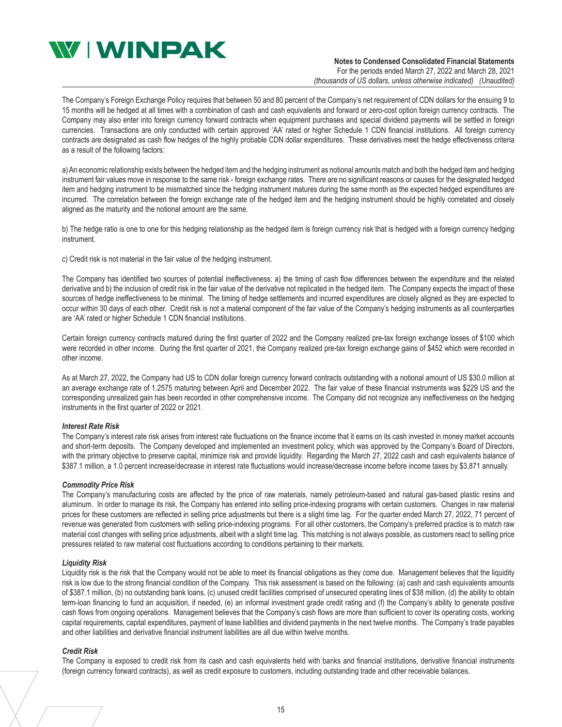The Company's Foreign Exchange Policy requires that between 50 and 80 percent of the Company's net requirement of CDN dollars for the ensuing 9 to 15 months will be hedged at all times with a combination of cash and cash equivalents and forward or zero-cost option foreign currency contracts. The Company may also enter into foreign currency forward contracts when equipment purchases and special dividend payments will be settled in foreign currencies. Transactions are only conducted with certain approved 'AA' rated or higher Schedule 1 CDN financial institutions. All foreign currency contracts are designated as cash flow hedges of the highly probable CDN dollar expenditures. These derivatives meet the hedge effectiveness criteria as a result of the following factors:

a) An economic relationship exists between the hedged item and the hedging instrument as notional amounts match and both the hedged item and hedging instrument fair values move in response to the same risk - foreign exchange rates. There are no significant reasons or causes for the designated hedged item and hedging instrument to be mismatched since the hedging instrument matures during the same month as the expected hedged expenditures are incurred. The correlation between the foreign exchange rate of the hedged item and the hedging instrument should be highly correlated and closely aligned as the maturity and the notional amount are the same.

b) The hedge ratio is one to one for this hedging relationship as the hedged item is foreign currency risk that is hedged with a foreign currency hedging instrument.

c) Credit risk is not material in the fair value of the hedging instrument.

The Company has identified two sources of potential ineffectiveness: a) the timing of cash flow differences between the expenditure and the related derivative and b) the inclusion of credit risk in the fair value of the derivative not replicated in the hedged item. The Company expects the impact of these sources of hedge ineffectiveness to be minimal. The timing of hedge settlements and incurred expenditures are closely aligned as they are expected to occur within 30 days of each other. Credit risk is not a material component of the fair value of the Company's hedging instruments as all counterparties are 'AA' rated or higher Schedule 1 CDN financial institutions.

Certain foreign currency contracts matured during the first quarter of 2022 and the Company realized pre-tax foreign exchange losses of $100 which were recorded in other income. During the first quarter of 2021, the Company realized pre-tax foreign exchange gains of $452 which were recorded in other income.

As at March 27, 2022, the Company had US to CDN dollar foreign currency forward contracts outstanding with a notional amount of US $30.0 million at an average exchange rate of 1.2575 maturing between April and December 2022. The fair value of these financial instruments was $229 US and the corresponding unrealized gain has been recorded in other comprehensive income. The Company did not recognize any ineffectiveness on the hedging instruments in the first quarter of 2022 or 2021.

***Interest Rate Risk***

The Company's interest rate risk arises from interest rate fluctuations on the finance income that it earns on its cash invested in money market accounts and short-term deposits. The Company developed and implemented an investment policy, which was approved by the Company's Board of Directors, with the primary objective to preserve capital, minimize risk and provide liquidity. Regarding the March 27, 2022 cash and cash equivalents balance of $387.1 million, a 1.0 percent increase/decrease in interest rate fluctuations would increase/decrease income before income taxes by $3,871 annually.

***Commodity Price Risk***

The Company's manufacturing costs are affected by the price of raw materials, namely petroleum-based and natural gas-based plastic resins and aluminum. In order to manage its risk, the Company has entered into selling price-indexing programs with certain customers. Changes in raw material prices for these customers are reflected in selling price adjustments but there is a slight time lag. For the quarter ended March 27, 2022, 71 percent of revenue was generated from customers with selling price-indexing programs. For all other customers, the Company's preferred practice is to match raw material cost changes with selling price adjustments, albeit with a slight time lag. This matching is not always possible, as customers react to selling price pressures related to raw material cost fluctuations according to conditions pertaining to their markets.

***Liquidity Risk***

Liquidity risk is the risk that the Company would not be able to meet its financial obligations as they come due. Management believes that the liquidity risk is low due to the strong financial condition of the Company. This risk assessment is based on the following: (a) cash and cash equivalents amounts of $387.1 million, (b) no outstanding bank loans, (c) unused credit facilities comprised of unsecured operating lines of $38 million, (d) the ability to obtain term-loan financing to fund an acquisition, if needed, (e) an informal investment grade credit rating and (f) the Company's ability to generate positive cash flows from ongoing operations. Management believes that the Company's cash flows are more than sufficient to cover its operating costs, working capital requirements, capital expenditures, payment of lease liabilities and dividend payments in the next twelve months. The Company's trade payables and other liabilities and derivative financial instrument liabilities are all due within twelve months.

***Credit Risk***

The Company is exposed to credit risk from its cash and cash equivalents held with banks and financial institutions, derivative financial instruments (foreign currency forward contracts), as well as credit exposure to customers, including outstanding trade and other receivable balances.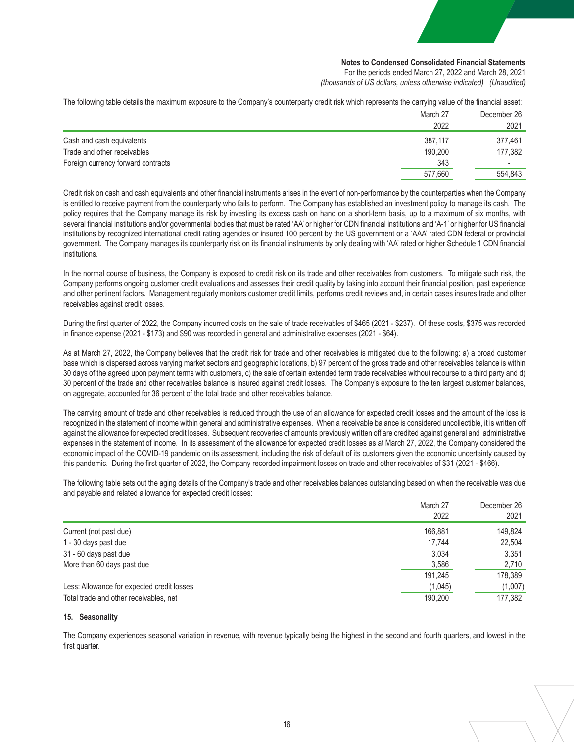The following table details the maximum exposure to the Company's counterparty credit risk which represents the carrying value of the financial asset:

| | March 27 2022 | December 26 2021 |
|---|---|---|
| Cash and cash equivalents | 387,117 | 377,461 |
| Trade and other receivables | 190,200 | 177,382 |
| Foreign currency forward contracts | 343 | - |
| | 577,660 | 554,843 |

Credit risk on cash and cash equivalents and other financial instruments arises in the event of non-performance by the counterparties when the Company is entitled to receive payment from the counterparty who fails to perform. The Company has established an investment policy to manage its cash. The policy requires that the Company manage its risk by investing its excess cash on hand on a short-term basis, up to a maximum of six months, with several financial institutions and/or governmental bodies that must be rated 'AA' or higher for CDN financial institutions and 'A-1' or higher for US financial institutions by recognized international credit rating agencies or insured 100 percent by the US government or a 'AAA' rated CDN federal or provincial government. The Company manages its counterparty risk on its financial instruments by only dealing with 'AA' rated or higher Schedule 1 CDN financial institutions.

In the normal course of business, the Company is exposed to credit risk on its trade and other receivables from customers. To mitigate such risk, the Company performs ongoing customer credit evaluations and assesses their credit quality by taking into account their financial position, past experience and other pertinent factors. Management regularly monitors customer credit limits, performs credit reviews and, in certain cases insures trade and other receivables against credit losses.

During the first quarter of 2022, the Company incurred costs on the sale of trade receivables of $465 (2021 - $237). Of these costs, $375 was recorded in finance expense (2021 - $173) and $90 was recorded in general and administrative expenses (2021 - $64).

As at March 27, 2022, the Company believes that the credit risk for trade and other receivables is mitigated due to the following: a) a broad customer base which is dispersed across varying market sectors and geographic locations, b) 97 percent of the gross trade and other receivables balance is within 30 days of the agreed upon payment terms with customers, c) the sale of certain extended term trade receivables without recourse to a third party and d) 30 percent of the trade and other receivables balance is insured against credit losses. The Company's exposure to the ten largest customer balances, on aggregate, accounted for 36 percent of the total trade and other receivables balance.

The carrying amount of trade and other receivables is reduced through the use of an allowance for expected credit losses and the amount of the loss is recognized in the statement of income within general and administrative expenses. When a receivable balance is considered uncollectible, it is written off against the allowance for expected credit losses. Subsequent recoveries of amounts previously written off are credited against general and administrative expenses in the statement of income. In its assessment of the allowance for expected credit losses as at March 27, 2022, the Company considered the economic impact of the COVID-19 pandemic on its assessment, including the risk of default of its customers given the economic uncertainty caused by this pandemic. During the first quarter of 2022, the Company recorded impairment losses on trade and other receivables of $31 (2021 - $466).

The following table sets out the aging details of the Company's trade and other receivables balances outstanding based on when the receivable was due and payable and related allowance for expected credit losses:

| | March 27 2022 | December 26 2021 |
|---|---|---|
| Current (not past due) | 166,881 | 149,824 |
| 1 - 30 days past due | 17,744 | 22,504 |
| 31 - 60 days past due | 3,034 | 3,351 |
| More than 60 days past due | 3,586 | 2,710 |
| | 191,245 | 178,389 |
| Less: Allowance for expected credit losses | (1,045) | (1,007) |
| Total trade and other receivables, net | 190,200 | 177,382 |

### 15. Seasonality

The Company experiences seasonal variation in revenue, with revenue typically being the highest in the second and fourth quarters, and lowest in the first quarter.